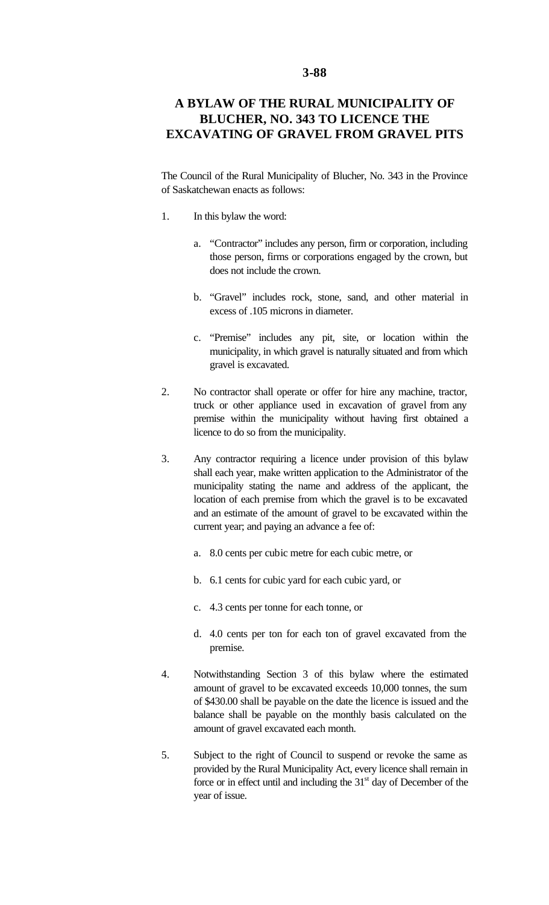**3-88**

# A BYLAW OF THE RURAL MUNICIPALITY OF BLUCHER, NO. 343 TO LICENCE THE EXCAVATING OF GRAVEL FROM GRAVEL PITS

The Council of the Rural Municipality of Blucher, No. 343 in the Province of Saskatchewan enacts as follows:

1. In this bylaw the word:

   a. "Contractor" includes any person, firm or corporation, including those person, firms or corporations engaged by the crown, but does not include the crown.

   b. "Gravel" includes rock, stone, sand, and other material in excess of .105 microns in diameter.

   c. "Premise" includes any pit, site, or location within the municipality, in which gravel is naturally situated and from which gravel is excavated.

2. No contractor shall operate or offer for hire any machine, tractor, truck or other appliance used in excavation of gravel from any premise within the municipality without having first obtained a licence to do so from the municipality.

3. Any contractor requiring a licence under provision of this bylaw shall each year, make written application to the Administrator of the municipality stating the name and address of the applicant, the location of each premise from which the gravel is to be excavated and an estimate of the amount of gravel to be excavated within the current year; and paying an advance a fee of:

   a. 8.0 cents per cubic metre for each cubic metre, or

   b. 6.1 cents for cubic yard for each cubic yard, or

   c. 4.3 cents per tonne for each tonne, or

   d. 4.0 cents per ton for each ton of gravel excavated from the premise.

4. Notwithstanding Section 3 of this bylaw where the estimated amount of gravel to be excavated exceeds 10,000 tonnes, the sum of $430.00 shall be payable on the date the licence is issued and the balance shall be payable on the monthly basis calculated on the amount of gravel excavated each month.

5. Subject to the right of Council to suspend or revoke the same as provided by the Rural Municipality Act, every licence shall remain in force or in effect until and including the 31st day of December of the year of issue.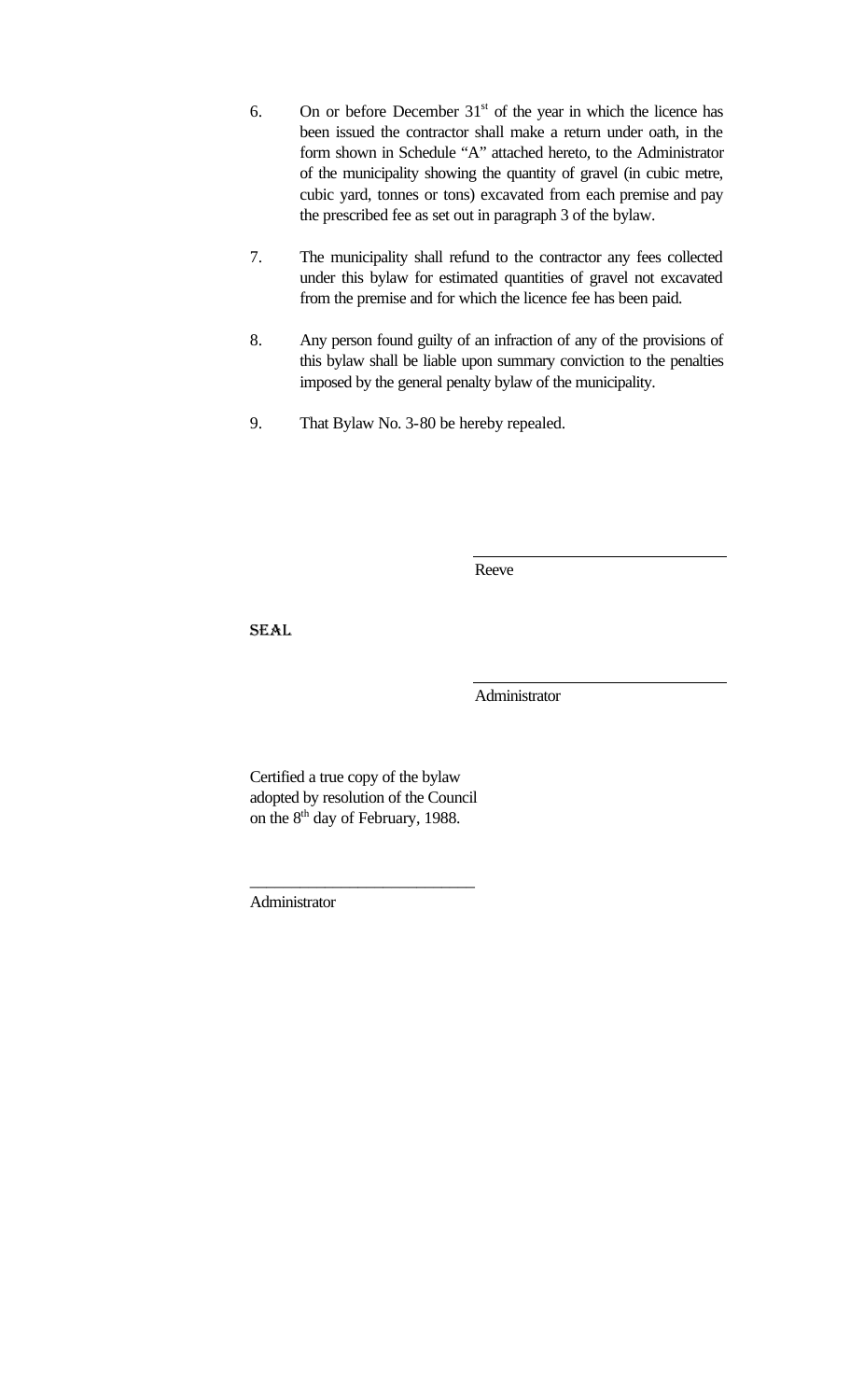6. On or before December 31st of the year in which the licence has been issued the contractor shall make a return under oath, in the form shown in Schedule "A" attached hereto, to the Administrator of the municipality showing the quantity of gravel (in cubic metre, cubic yard, tonnes or tons) excavated from each premise and pay the prescribed fee as set out in paragraph 3 of the bylaw.

7. The municipality shall refund to the contractor any fees collected under this bylaw for estimated quantities of gravel not excavated from the premise and for which the licence fee has been paid.

8. Any person found guilty of an infraction of any of the provisions of this bylaw shall be liable upon summary conviction to the penalties imposed by the general penalty bylaw of the municipality.

9. That Bylaw No. 3-80 be hereby repealed.

\_\_\_\_\_\_\_\_\_\_\_\_\_\_\_\_\_\_\_\_\_\_\_\_\_\_\_\_

Reeve

SEAL

\_\_\_\_\_\_\_\_\_\_\_\_\_\_\_\_\_\_\_\_\_\_\_\_\_\_\_\_

Administrator

Certified a true copy of the bylaw adopted by resolution of the Council on the 8th day of February, 1988.

\_\_\_\_\_\_\_\_\_\_\_\_\_\_\_\_\_\_\_\_\_\_\_\_\_\_\_\_

Administrator